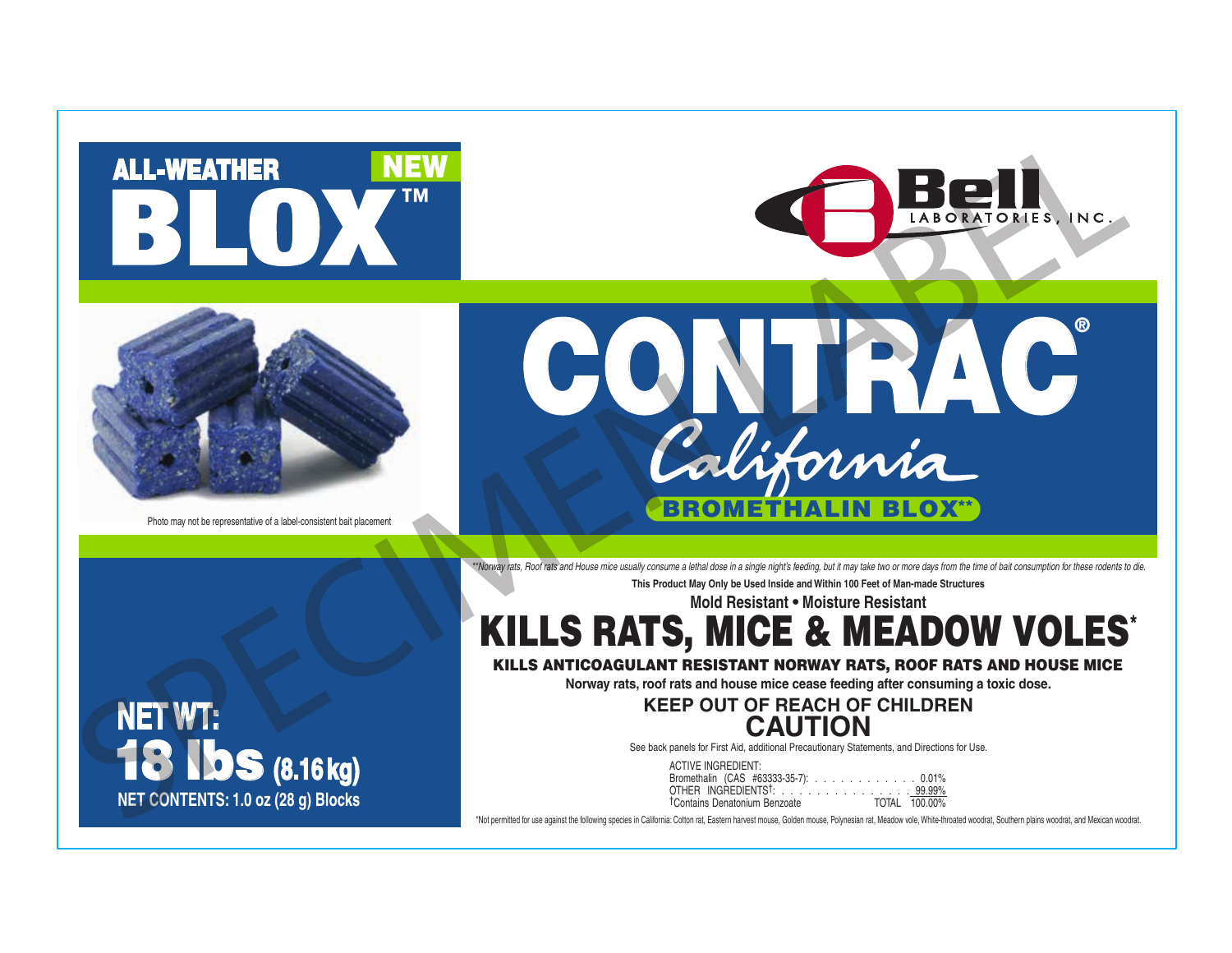ALL-WEATHER **NEW**

# BLOX™

Bell LABORATORIES, INC.

# CONTRAC®

California

**BROMETHALIN BLOX****

Photo may not be representative of a label-consistent bait placement

SPECIMEN LABEL

*Norway rats, Roof rats and House mice usually consume a lethal dose in a single night's feeding, but it may take two or more days from the time of bait consumption for these rodents to die.*

**This Product May Only be Used Inside and Within 100 Feet of Man-made Structures**

**Mold Resistant • Moisture Resistant**

## KILLS RATS, MICE & MEADOW VOLES*

**KILLS ANTICOAGULANT RESISTANT NORWAY RATS, ROOF RATS AND HOUSE MICE**

**Norway rats, roof rats and house mice cease feeding after consuming a toxic dose.**

**KEEP OUT OF REACH OF CHILDREN**

## CAUTION

See back panels for First Aid, additional Precautionary Statements, and Directions for Use.

| ACTIVE INGREDIENT: | |
|---|---|
| Bromethalin (CAS #63333-35-7): | 0.01% |
| OTHER INGREDIENTS†: | 99.99% |
| †Contains Denatonium Benzoate | TOTAL 100.00% |

**NET WT:**
**18 lbs (8.16 kg)**
**NET CONTENTS: 1.0 oz (28 g) Blocks**

*Not permitted for use against the following species in California: Cotton rat, Eastern harvest mouse, Golden mouse, Polynesian rat, Meadow vole, White-throated woodrat, Southern plains woodrat, and Mexican woodrat.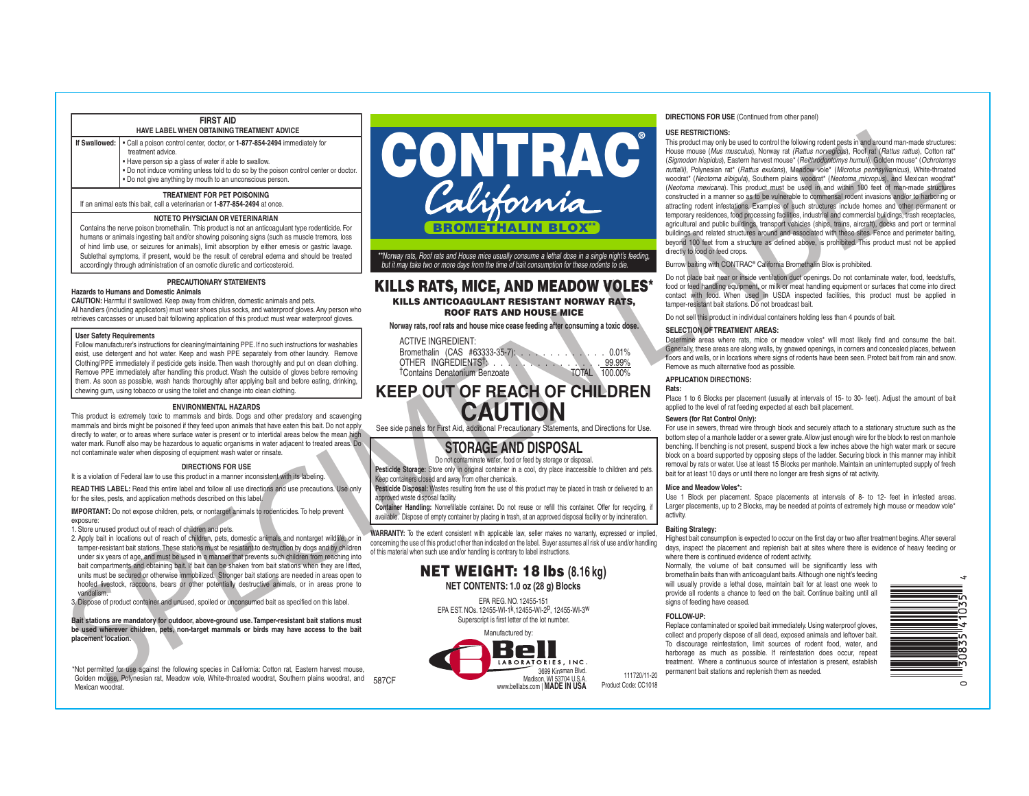## FIRST AID

**HAVE LABEL WHEN OBTAINING TREATMENT ADVICE**

| | |
|---|---|
| **If Swallowed:** | • Call a poison control center, doctor, or **1-877-854-2494** immediately for treatment advice. • Have person sip a glass of water if able to swallow. • Do not induce vomiting unless told to do so by the poison control center or doctor. • Do not give anything by mouth to an unconscious person. |

**TREATMENT FOR PET POISONING**

If an animal eats this bait, call a veterinarian or **1-877-854-2494** at once.

**NOTE TO PHYSICIAN OR VETERINARIAN**

Contains the nerve poison bromethalin. This product is not an anticoagulant type rodenticide. For humans or animals ingesting bait and/or showing poisoning signs (such as muscle tremors, loss of hind limb use, or seizures for animals), limit absorption by either emesis or gastric lavage. Sublethal symptoms, if present, would be the result of cerebral edema and should be treated accordingly through administration of an osmotic diuretic and corticosteroid.

## PRECAUTIONARY STATEMENTS

**Hazards to Humans and Domestic Animals**

**CAUTION:** Harmful if swallowed. Keep away from children, domestic animals and pets.
All handlers (including applicators) must wear shoes plus socks, and waterproof gloves. Any person who retrieves carcasses or unused bait following application of this product must wear waterproof gloves.

**User Safety Requirements**

Follow manufacturer's instructions for cleaning/maintaining PPE. If no such instructions for washables exist, use detergent and hot water. Keep and wash PPE separately from other laundry. Remove Clothing/PPE immediately if pesticide gets inside. Then wash thoroughly and put on clean clothing. Remove PPE immediately after handling this product. Wash the outside of gloves before removing them. As soon as possible, wash hands thoroughly after applying bait and before eating, drinking, chewing gum, using tobacco or using the toilet and change into clean clothing.

**ENVIRONMENTAL HAZARDS**

This product is extremely toxic to mammals and birds. Dogs and other predatory and scavenging mammals and birds might be poisoned if they feed upon animals that have eaten this bait. Do not apply directly to water, or to areas where surface water is present or to intertidal areas below the mean high water mark. Runoff also may be hazardous to aquatic organisms in water adjacent to treated areas. Do not contaminate water when disposing of equipment wash water or rinsate.

## DIRECTIONS FOR USE

It is a violation of Federal law to use this product in a manner inconsistent with its labeling.

**READ THIS LABEL:** Read this entire label and follow all directions and use precautions. Use only for the sites, pests, and application methods described on this label.

**IMPORTANT:** Do not expose children, pets, or nontarget animals to rodenticides. To help prevent exposure:

1. Store unused product out of reach of children and pets.
2. Apply bait in locations out of reach of children, pets, domestic animals and nontarget wildlife, or in tamper-resistant bait stations. These stations must be resistant to destruction by dogs and by children under six years of age, and must be used in a manner that prevents such children from reaching into bait compartments and obtaining bait. If bait can be shaken from bait stations when they are lifted, units must be secured or otherwise immobilized. Stronger bait stations are needed in areas open to hoofed livestock, raccoons, bears or other potentially destructive animals, or in areas prone to vandalism.
3. Dispose of product container and unused, spoiled or unconsumed bait as specified on this label.

**Bait stations are mandatory for outdoor, above-ground use. Tamper-resistant bait stations must be used wherever children, pets, non-target mammals or birds may have access to the bait placement location.**

*Not permitted for use against the following species in California: Cotton rat, Eastern harvest mouse, Golden mouse, Polynesian rat, Meadow vole, White-throated woodrat, Southern plains woodrat, and Mexican woodrat.

587CF

# CONTRAC® *California*

**BROMETHALIN BLOX****

*\*\*Norway rats, Roof rats and House mice usually consume a lethal dose in a single night's feeding, but it may take two or more days from the time of bait consumption for these rodents to die.*

## KILLS RATS, MICE, AND MEADOW VOLES*

**KILLS ANTICOAGULANT RESISTANT NORWAY RATS, ROOF RATS AND HOUSE MICE**

**Norway rats, roof rats and house mice cease feeding after consuming a toxic dose.**

| | |
|---|---|
| ACTIVE INGREDIENT: | |
| Bromethalin (CAS #63333-35-7): | 0.01% |
| OTHER INGREDIENTS†: | 99.99% |
| †Contains Denatonium Benzoate | TOTAL 100.00% |

## KEEP OUT OF REACH OF CHILDREN

## CAUTION

See side panels for First Aid, additional Precautionary Statements, and Directions for Use.

## STORAGE AND DISPOSAL

Do not contaminate water, food or feed by storage or disposal.

**Pesticide Storage:** Store only in original container in a cool, dry place inaccessible to children and pets. Keep containers closed and away from other chemicals.

**Pesticide Disposal:** Wastes resulting from the use of this product may be placed in trash or delivered to an approved waste disposal facility.

**Container Handling:** Nonrefillable container. Do not reuse or refill this container. Offer for recycling, if available. Dispose of empty container by placing in trash, at an approved disposal facility or by incineration.

**WARRANTY:** To the extent consistent with applicable law, seller makes no warranty, expressed or implied, concerning the use of this product other than indicated on the label. Buyer assumes all risk of use and/or handling of this material when such use and/or handling is contrary to label instructions.

## NET WEIGHT: 18 lbs (8.16 kg)

**NET CONTENTS: 1.0 oz (28 g) Blocks**

EPA REG. NO. 12455-151
EPA EST. NOs. 12455-WI-1[K], 12455-WI-2[P], 12455-WI-3[W]
Superscript is first letter of the lot number.

Manufactured by:

**Bell LABORATORIES, INC.**
3699 Kinsman Blvd.
Madison, WI 53704 U.S.A.
www.belllabs.com | **MADE IN USA**

111720/11-20
Product Code: CC1018

**DIRECTIONS FOR USE** (Continued from other panel)

**USE RESTRICTIONS:**

This product may only be used to control the following rodent pests in and around man-made structures: House mouse (*Mus musculus*), Norway rat (*Rattus norvegicus*), Roof rat (*Rattus rattus*), Cotton rat* (*Sigmodon hispidus*), Eastern harvest mouse* (*Reithrodontomys humuli*), Golden mouse* (*Ochrotomys nuttalli*), Polynesian rat* (*Rattus exulans*), Meadow vole* (*Microtus pennsylvanicus*), White-throated woodrat* (*Neotoma albigula*), Southern plains woodrat* (*Neotoma micropus*), and Mexican woodrat* (*Neotoma mexicana*). This product must be used in and within 100 feet of man-made structures constructed in a manner so as to be vulnerable to commensal rodent invasions and/or to harboring or attracting rodent infestations. Examples of such structures include homes and other permanent or temporary residences, food processing facilities, industrial and commercial buildings, trash receptacles, agricultural and public buildings, transport vehicles (ships, trains, aircraft), docks and port or terminal buildings and related structures around and associated with these sites. Fence and perimeter baiting, beyond 100 feet from a structure as defined above, is prohibited. This product must not be applied directly to food or feed crops.

Burrow baiting with CONTRAC® California Bromethalin Blox is prohibited.

Do not place bait near or inside ventilation duct openings. Do not contaminate water, food, feedstuffs, food or feed handling equipment, or milk or meat handling equipment or surfaces that come into direct contact with food. When used in USDA inspected facilities, this product must be applied in tamper-resistant bait stations. Do not broadcast bait.

Do not sell this product in individual containers holding less than 4 pounds of bait.

**SELECTION OF TREATMENT AREAS:**

Determine areas where rats, mice or meadow voles* will most likely find and consume the bait. Generally, these areas are along walls, by gnawed openings, in corners and concealed places, between floors and walls, or in locations where signs of rodents have been seen. Protect bait from rain and snow. Remove as much alternative food as possible.

**APPLICATION DIRECTIONS:**

**Rats:**

Place 1 to 6 Blocks per placement (usually at intervals of 15- to 30- feet). Adjust the amount of bait applied to the level of rat feeding expected at each bait placement.

**Sewers (for Rat Control Only):**

For use in sewers, thread wire through block and securely attach to a stationary structure such as the bottom step of a manhole ladder or a sewer grate. Allow just enough wire for the block to rest on manhole benching. If benching is not present, suspend block a few inches above the high water mark or secure block on a board supported by opposing steps of the ladder. Securing block in this manner may inhibit removal by rats or water. Use at least 15 Blocks per manhole. Maintain an uninterrupted supply of fresh bait for at least 10 days or until there no longer are fresh signs of rat activity.

**Mice and Meadow Voles*:**

Use 1 Block per placement. Space placements at intervals of 8- to 12- feet in infested areas. Larger placements, up to 2 Blocks, may be needed at points of extremely high mouse or meadow vole* activity.

**Baiting Strategy:**

Highest bait consumption is expected to occur on the first day or two after treatment begins. After several days, inspect the placement and replenish bait at sites where there is evidence of heavy feeding or where there is continued evidence of rodent activity.

Normally, the volume of bait consumed will be significantly less with bromethalin baits than with anticoagulant baits. Although one night's feeding will usually provide a lethal dose, maintain bait for at least one week to provide all rodents a chance to feed on the bait. Continue baiting until all signs of feeding have ceased.

**FOLLOW-UP:**

Replace contaminated or spoiled bait immediately. Using waterproof gloves, collect and properly dispose of all dead, exposed animals and leftover bait. To discourage reinfestation, limit sources of rodent food, water, and harborage as much as possible. If reinfestation does occur, repeat treatment. Where a continuous source of infestation is present, establish permanent bait stations and replenish them as needed.

0 30835 41035 4